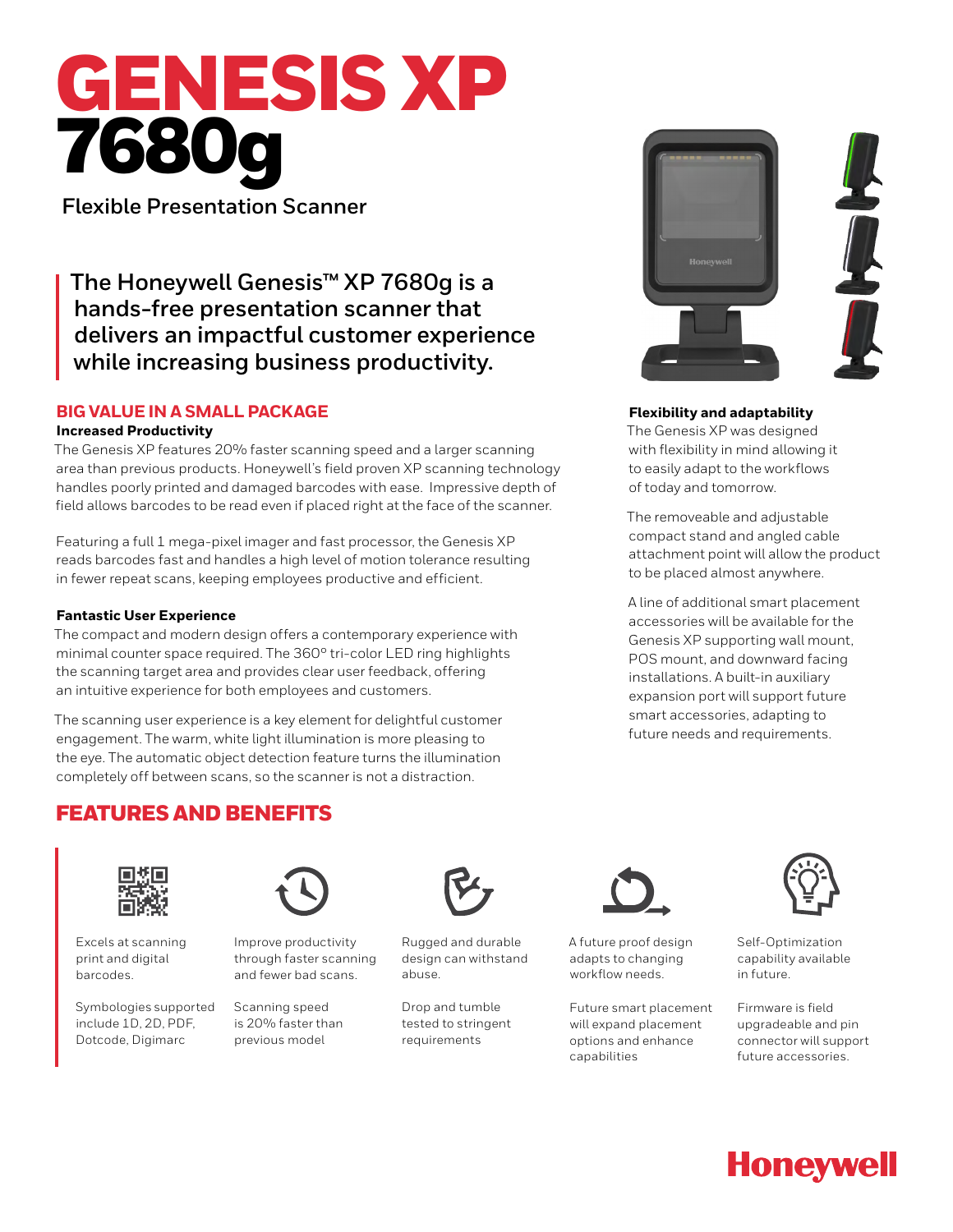# GENESIS XP 7680g

**Flexible Presentation Scanner**

**The Honeywell Genesis™ XP 7680g is a hands-free presentation scanner that delivers an impactful customer experience while increasing business productivity.**

## BIG VALUE IN A SMALL PACKAGE

### Increased Productivity

The Genesis XP features 20% faster scanning speed and a larger scanning area than previous products. Honeywell's field proven XP scanning technology handles poorly printed and damaged barcodes with ease. Impressive depth of field allows barcodes to be read even if placed right at the face of the scanner.

Featuring a full 1 mega-pixel imager and fast processor, the Genesis XP reads barcodes fast and handles a high level of motion tolerance resulting in fewer repeat scans, keeping employees productive and efficient.

### Fantastic User Experience

The compact and modern design offers a contemporary experience with minimal counter space required. The 360° tri-color LED ring highlights the scanning target area and provides clear user feedback, offering an intuitive experience for both employees and customers.

The scanning user experience is a key element for delightful customer engagement. The warm, white light illumination is more pleasing to the eye. The automatic object detection feature turns the illumination completely off between scans, so the scanner is not a distraction.

### Flexibility and adaptability

The Genesis XP was designed with flexibility in mind allowing it to easily adapt to the workflows of today and tomorrow.

The removeable and adjustable compact stand and angled cable attachment point will allow the product to be placed almost anywhere.

A line of additional smart placement accessories will be available for the Genesis XP supporting wall mount, POS mount, and downward facing installations. A built-in auxiliary expansion port will support future smart accessories, adapting to future needs and requirements.

## FEATURES AND BENEFITS

Excels at scanning print and digital barcodes.

Symbologies supported include 1D, 2D, PDF, Dotcode, Digimarc

Improve productivity through faster scanning and fewer bad scans.

Scanning speed is 20% faster than previous model

Rugged and durable design can withstand abuse.

Drop and tumble tested to stringent requirements

A future proof design adapts to changing workflow needs.

Future smart placement will expand placement options and enhance capabilities

Self-Optimization capability available in future.

Firmware is field upgradeable and pin connector will support future accessories.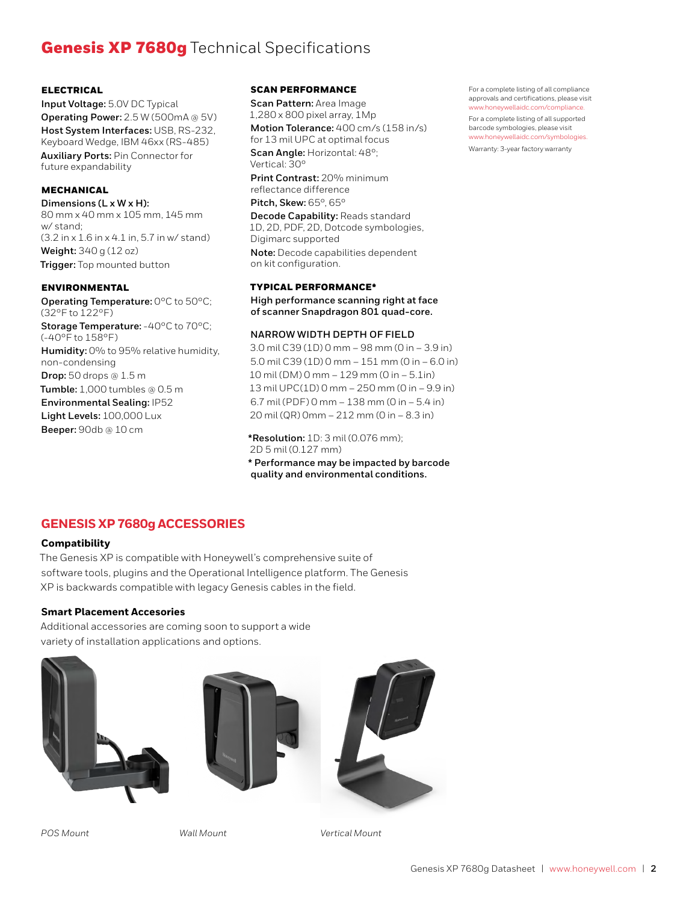# **Genesis XP 7680g** Technical Specifications

### ELECTRICAL

**Input Voltage:** 5.0V DC Typical
**Operating Power:** 2.5 W (500mA @ 5V)
**Host System Interfaces:** USB, RS-232, Keyboard Wedge, IBM 46xx (RS-485)
**Auxiliary Ports:** Pin Connector for future expandability

### MECHANICAL

**Dimensions (L x W x H):**
80 mm x 40 mm x 105 mm, 145 mm w/ stand;
(3.2 in x 1.6 in x 4.1 in, 5.7 in w/ stand)
**Weight:** 340 g (12 oz)
**Trigger:** Top mounted button

### ENVIRONMENTAL

**Operating Temperature:** 0°C to 50°C; (32°F to 122°F)
**Storage Temperature:** -40°C to 70°C; (-40°F to 158°F)
**Humidity:** 0% to 95% relative humidity, non-condensing
**Drop:** 50 drops @ 1.5 m
**Tumble:** 1,000 tumbles @ 0.5 m
**Environmental Sealing:** IP52
**Light Levels:** 100,000 Lux
**Beeper:** 90db @ 10 cm

### SCAN PERFORMANCE

**Scan Pattern:** Area Image
1,280 x 800 pixel array, 1Mp
**Motion Tolerance:** 400 cm/s (158 in/s) for 13 mil UPC at optimal focus
**Scan Angle:** Horizontal: 48°; Vertical: 30°
**Print Contrast:** 20% minimum reflectance difference
**Pitch, Skew:** 65°, 65°
**Decode Capability:** Reads standard 1D, 2D, PDF, 2D, Dotcode symbologies, Digimarc supported
**Note:** Decode capabilities dependent on kit configuration.

### TYPICAL PERFORMANCE*

**High performance scanning right at face of scanner Snapdragon 801 quad-core.**

### NARROW WIDTH DEPTH OF FIELD

3.0 mil C39 (1D) 0 mm – 98 mm (0 in – 3.9 in)
5.0 mil C39 (1D) 0 mm – 151 mm (0 in – 6.0 in)
10 mil (DM) 0 mm – 129 mm (0 in – 5.1in)
13 mil UPC(1D) 0 mm – 250 mm (0 in – 9.9 in)
6.7 mil (PDF) 0 mm – 138 mm (0 in – 5.4 in)
20 mil (QR) 0mm – 212 mm (0 in – 8.3 in)

**\*Resolution:** 1D: 3 mil (0.076 mm); 2D 5 mil (0.127 mm)
**\* Performance may be impacted by barcode quality and environmental conditions.**

For a complete listing of all compliance approvals and certifications, please visit www.honeywellaidc.com/compliance.

For a complete listing of all supported barcode symbologies, please visit www.honeywellaidc.com/symbologies.

Warranty: 3-year factory warranty

## GENESIS XP 7680g ACCESSORIES

### Compatibility

The Genesis XP is compatible with Honeywell's comprehensive suite of software tools, plugins and the Operational Intelligence platform. The Genesis XP is backwards compatible with legacy Genesis cables in the field.

### Smart Placement Accesories

Additional accessories are coming soon to support a wide variety of installation applications and options.

*POS Mount*

*Wall Mount*

*Vertical Mount*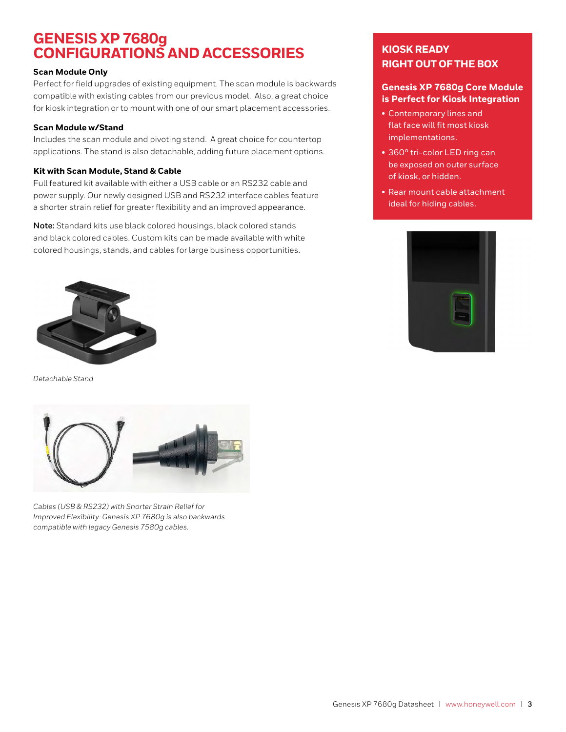# GENESIS XP 7680g CONFIGURATIONS AND ACCESSORIES

### Scan Module Only

Perfect for field upgrades of existing equipment. The scan module is backwards compatible with existing cables from our previous model. Also, a great choice for kiosk integration or to mount with one of our smart placement accessories.

### Scan Module w/Stand

Includes the scan module and pivoting stand. A great choice for countertop applications. The stand is also detachable, adding future placement options.

### Kit with Scan Module, Stand & Cable

Full featured kit available with either a USB cable or an RS232 cable and power supply. Our newly designed USB and RS232 interface cables feature a shorter strain relief for greater flexibility and an improved appearance.

**Note:** Standard kits use black colored housings, black colored stands and black colored cables. Custom kits can be made available with white colored housings, stands, and cables for large business opportunities.

*Detachable Stand*

*Cables (USB & RS232) with Shorter Strain Relief for Improved Flexibility: Genesis XP 7680g is also backwards compatible with legacy Genesis 7580g cables.*

## KIOSK READY RIGHT OUT OF THE BOX

### Genesis XP 7680g Core Module is Perfect for Kiosk Integration

- Contemporary lines and flat face will fit most kiosk implementations.
- 360° tri-color LED ring can be exposed on outer surface of kiosk, or hidden.
- Rear mount cable attachment ideal for hiding cables.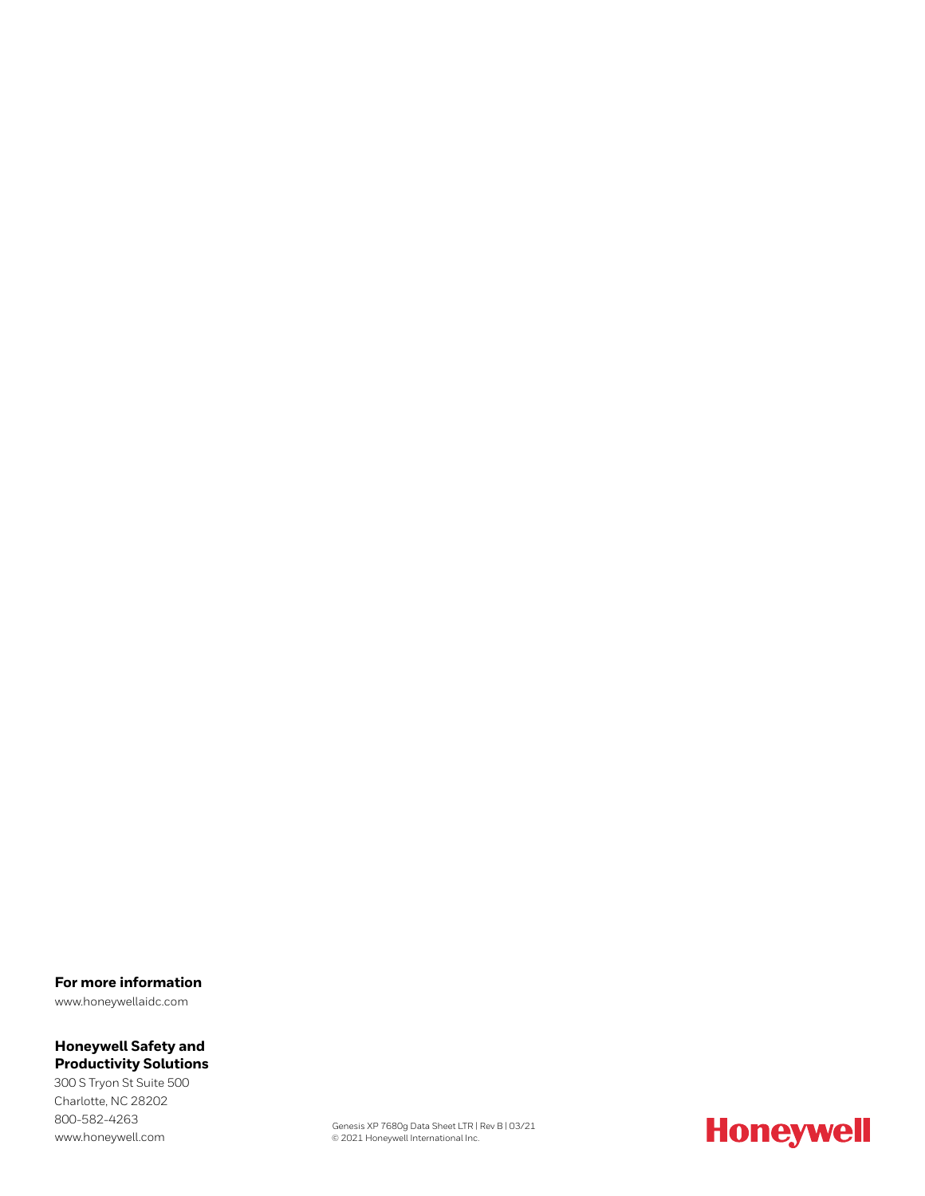**For more information**

www.honeywellaidc.com

**Honeywell Safety and Productivity Solutions**

300 S Tryon St Suite 500
Charlotte, NC 28202
800-582-4263
www.honeywell.com

Genesis XP 7680g Data Sheet LTR | Rev B | 03/21
© 2021 Honeywell International Inc.

Honeywell